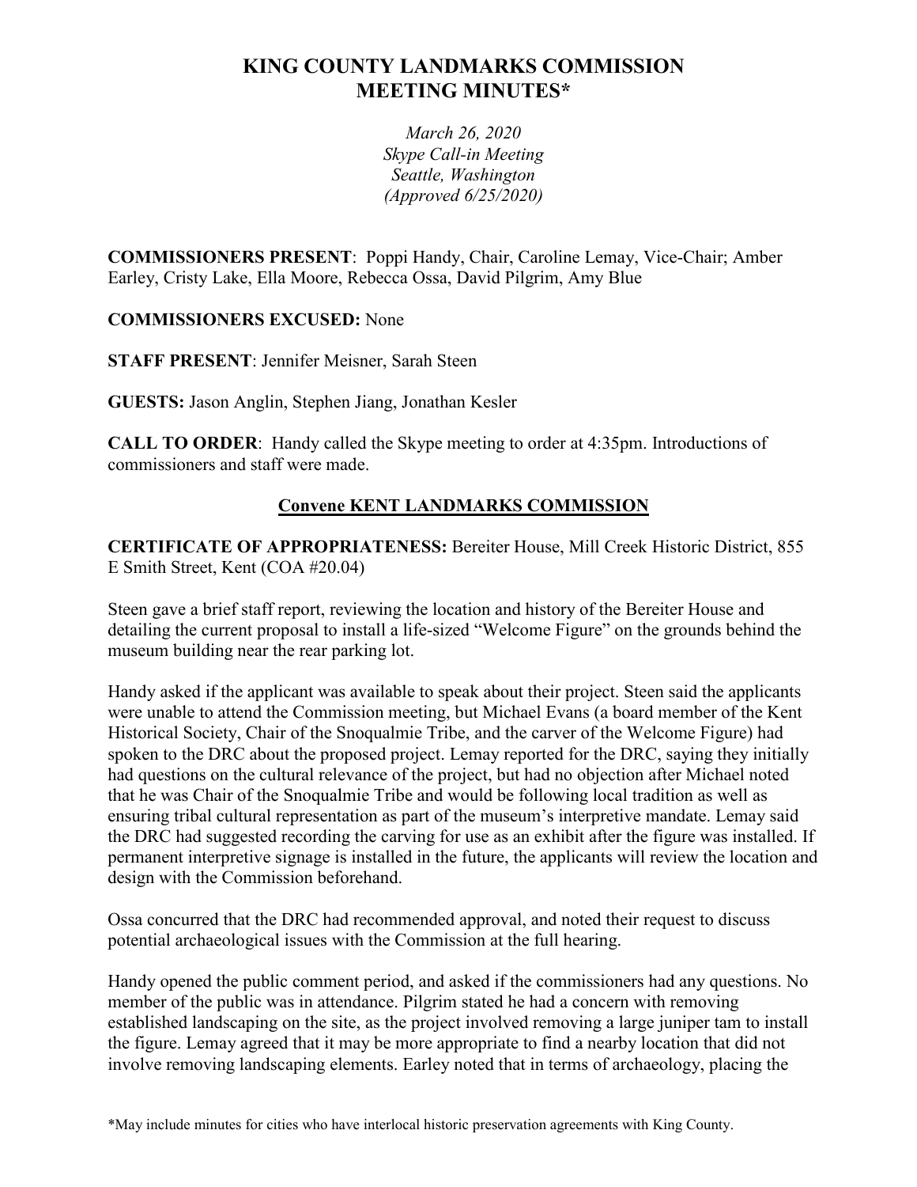# KING COUNTY LANDMARKS COMMISSION
# MEETING MINUTES*

*March 26, 2020*
*Skype Call-in Meeting*
*Seattle, Washington*
*(Approved 6/25/2020)*

**COMMISSIONERS PRESENT**: Poppi Handy, Chair, Caroline Lemay, Vice-Chair; Amber Earley, Cristy Lake, Ella Moore, Rebecca Ossa, David Pilgrim, Amy Blue

**COMMISSIONERS EXCUSED:** None

**STAFF PRESENT**: Jennifer Meisner, Sarah Steen

**GUESTS:** Jason Anglin, Stephen Jiang, Jonathan Kesler

**CALL TO ORDER**: Handy called the Skype meeting to order at 4:35pm. Introductions of commissioners and staff were made.

## Convene KENT LANDMARKS COMMISSION

**CERTIFICATE OF APPROPRIATENESS:** Bereiter House, Mill Creek Historic District, 855 E Smith Street, Kent (COA #20.04)

Steen gave a brief staff report, reviewing the location and history of the Bereiter House and detailing the current proposal to install a life-sized "Welcome Figure" on the grounds behind the museum building near the rear parking lot.

Handy asked if the applicant was available to speak about their project. Steen said the applicants were unable to attend the Commission meeting, but Michael Evans (a board member of the Kent Historical Society, Chair of the Snoqualmie Tribe, and the carver of the Welcome Figure) had spoken to the DRC about the proposed project. Lemay reported for the DRC, saying they initially had questions on the cultural relevance of the project, but had no objection after Michael noted that he was Chair of the Snoqualmie Tribe and would be following local tradition as well as ensuring tribal cultural representation as part of the museum's interpretive mandate. Lemay said the DRC had suggested recording the carving for use as an exhibit after the figure was installed. If permanent interpretive signage is installed in the future, the applicants will review the location and design with the Commission beforehand.

Ossa concurred that the DRC had recommended approval, and noted their request to discuss potential archaeological issues with the Commission at the full hearing.

Handy opened the public comment period, and asked if the commissioners had any questions. No member of the public was in attendance. Pilgrim stated he had a concern with removing established landscaping on the site, as the project involved removing a large juniper tam to install the figure. Lemay agreed that it may be more appropriate to find a nearby location that did not involve removing landscaping elements. Earley noted that in terms of archaeology, placing the

*May include minutes for cities who have interlocal historic preservation agreements with King County.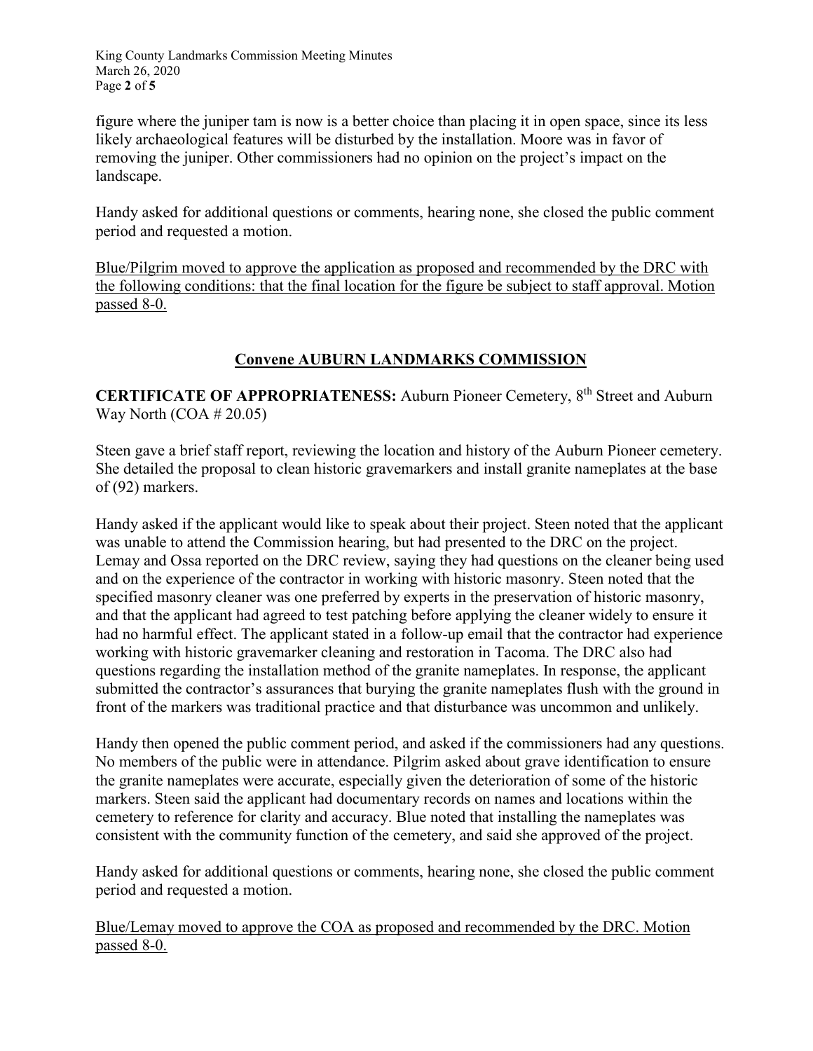figure where the juniper tam is now is a better choice than placing it in open space, since its less likely archaeological features will be disturbed by the installation. Moore was in favor of removing the juniper. Other commissioners had no opinion on the project's impact on the landscape.

Handy asked for additional questions or comments, hearing none, she closed the public comment period and requested a motion.

<u>Blue/Pilgrim moved to approve the application as proposed and recommended by the DRC with the following conditions: that the final location for the figure be subject to staff approval. Motion passed 8-0.</u>

## <u>Convene AUBURN LANDMARKS COMMISSION</u>

**CERTIFICATE OF APPROPRIATENESS:** Auburn Pioneer Cemetery, 8th Street and Auburn Way North (COA # 20.05)

Steen gave a brief staff report, reviewing the location and history of the Auburn Pioneer cemetery. She detailed the proposal to clean historic gravemarkers and install granite nameplates at the base of (92) markers.

Handy asked if the applicant would like to speak about their project. Steen noted that the applicant was unable to attend the Commission hearing, but had presented to the DRC on the project. Lemay and Ossa reported on the DRC review, saying they had questions on the cleaner being used and on the experience of the contractor in working with historic masonry. Steen noted that the specified masonry cleaner was one preferred by experts in the preservation of historic masonry, and that the applicant had agreed to test patching before applying the cleaner widely to ensure it had no harmful effect. The applicant stated in a follow-up email that the contractor had experience working with historic gravemarker cleaning and restoration in Tacoma. The DRC also had questions regarding the installation method of the granite nameplates. In response, the applicant submitted the contractor's assurances that burying the granite nameplates flush with the ground in front of the markers was traditional practice and that disturbance was uncommon and unlikely.

Handy then opened the public comment period, and asked if the commissioners had any questions. No members of the public were in attendance. Pilgrim asked about grave identification to ensure the granite nameplates were accurate, especially given the deterioration of some of the historic markers. Steen said the applicant had documentary records on names and locations within the cemetery to reference for clarity and accuracy. Blue noted that installing the nameplates was consistent with the community function of the cemetery, and said she approved of the project.

Handy asked for additional questions or comments, hearing none, she closed the public comment period and requested a motion.

<u>Blue/Lemay moved to approve the COA as proposed and recommended by the DRC. Motion passed 8-0.</u>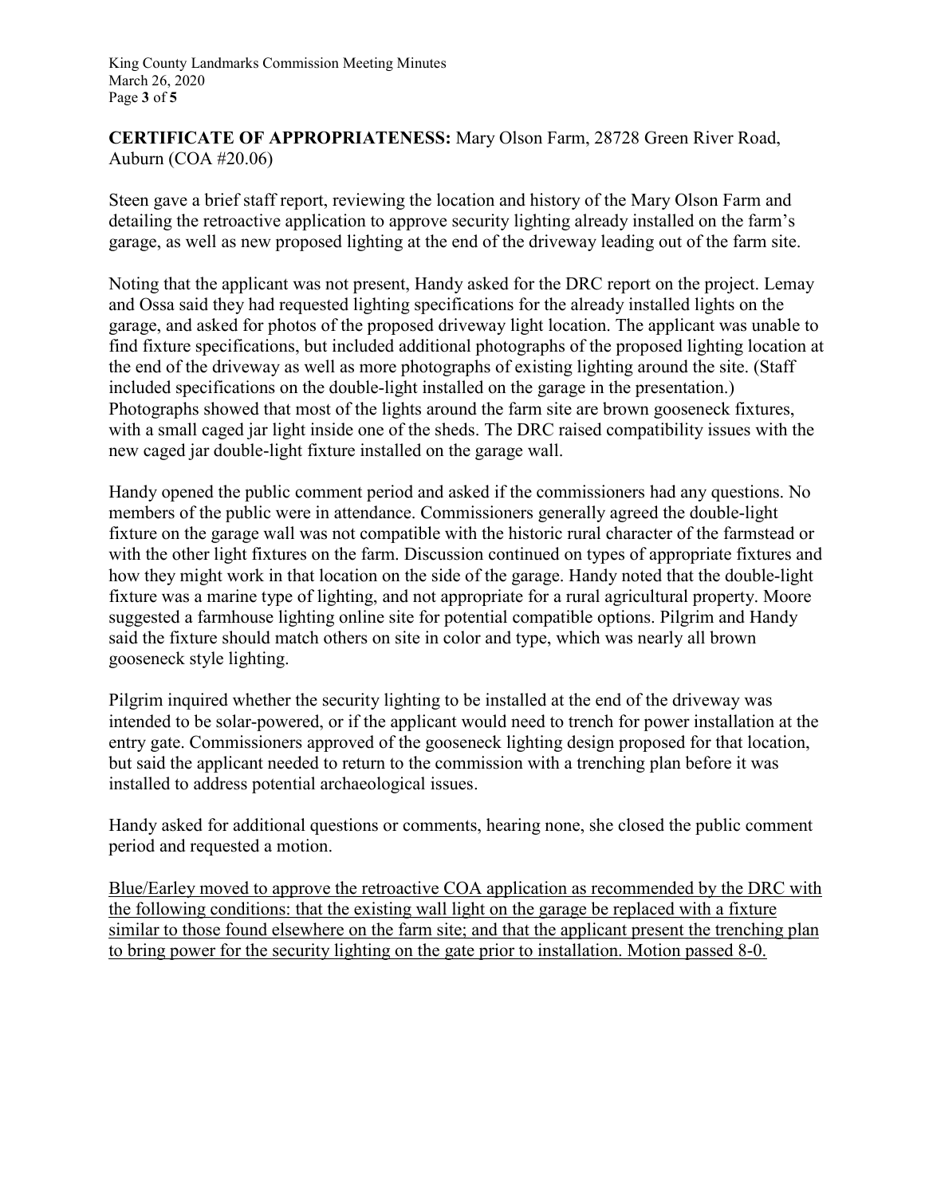**CERTIFICATE OF APPROPRIATENESS:** Mary Olson Farm, 28728 Green River Road, Auburn (COA #20.06)

Steen gave a brief staff report, reviewing the location and history of the Mary Olson Farm and detailing the retroactive application to approve security lighting already installed on the farm's garage, as well as new proposed lighting at the end of the driveway leading out of the farm site.

Noting that the applicant was not present, Handy asked for the DRC report on the project. Lemay and Ossa said they had requested lighting specifications for the already installed lights on the garage, and asked for photos of the proposed driveway light location. The applicant was unable to find fixture specifications, but included additional photographs of the proposed lighting location at the end of the driveway as well as more photographs of existing lighting around the site. (Staff included specifications on the double-light installed on the garage in the presentation.) Photographs showed that most of the lights around the farm site are brown gooseneck fixtures, with a small caged jar light inside one of the sheds. The DRC raised compatibility issues with the new caged jar double-light fixture installed on the garage wall.

Handy opened the public comment period and asked if the commissioners had any questions. No members of the public were in attendance. Commissioners generally agreed the double-light fixture on the garage wall was not compatible with the historic rural character of the farmstead or with the other light fixtures on the farm. Discussion continued on types of appropriate fixtures and how they might work in that location on the side of the garage. Handy noted that the double-light fixture was a marine type of lighting, and not appropriate for a rural agricultural property. Moore suggested a farmhouse lighting online site for potential compatible options. Pilgrim and Handy said the fixture should match others on site in color and type, which was nearly all brown gooseneck style lighting.

Pilgrim inquired whether the security lighting to be installed at the end of the driveway was intended to be solar-powered, or if the applicant would need to trench for power installation at the entry gate. Commissioners approved of the gooseneck lighting design proposed for that location, but said the applicant needed to return to the commission with a trenching plan before it was installed to address potential archaeological issues.

Handy asked for additional questions or comments, hearing none, she closed the public comment period and requested a motion.

<u>Blue/Earley moved to approve the retroactive COA application as recommended by the DRC with the following conditions: that the existing wall light on the garage be replaced with a fixture similar to those found elsewhere on the farm site; and that the applicant present the trenching plan to bring power for the security lighting on the gate prior to installation. Motion passed 8-0.</u>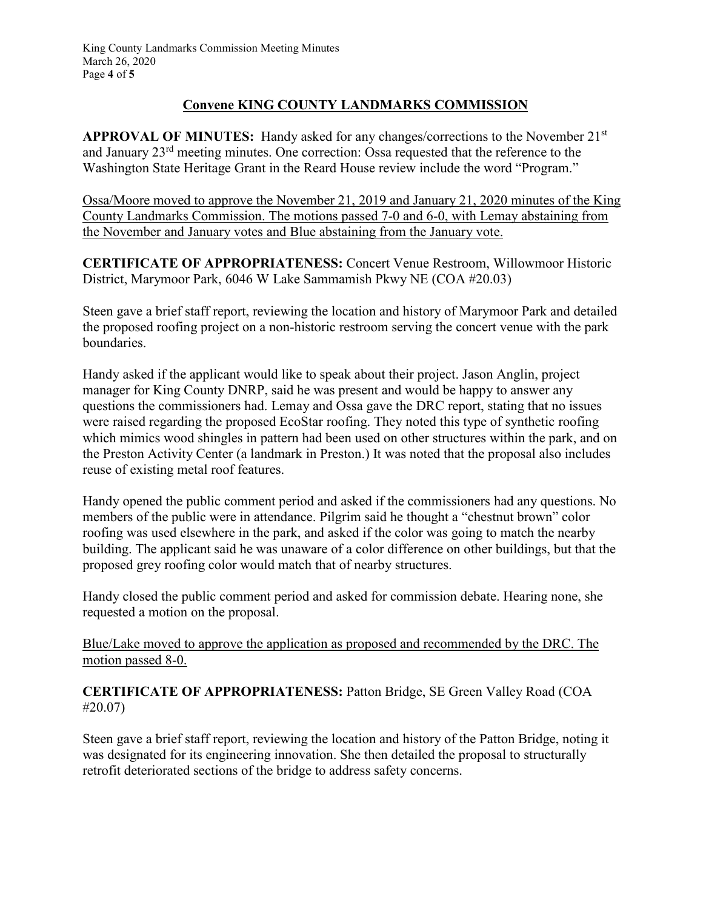## Convene KING COUNTY LANDMARKS COMMISSION

**APPROVAL OF MINUTES:** Handy asked for any changes/corrections to the November 21st and January 23rd meeting minutes. One correction: Ossa requested that the reference to the Washington State Heritage Grant in the Reard House review include the word "Program."

Ossa/Moore moved to approve the November 21, 2019 and January 21, 2020 minutes of the King County Landmarks Commission. The motions passed 7-0 and 6-0, with Lemay abstaining from the November and January votes and Blue abstaining from the January vote.

**CERTIFICATE OF APPROPRIATENESS:** Concert Venue Restroom, Willowmoor Historic District, Marymoor Park, 6046 W Lake Sammamish Pkwy NE (COA #20.03)

Steen gave a brief staff report, reviewing the location and history of Marymoor Park and detailed the proposed roofing project on a non-historic restroom serving the concert venue with the park boundaries.

Handy asked if the applicant would like to speak about their project. Jason Anglin, project manager for King County DNRP, said he was present and would be happy to answer any questions the commissioners had. Lemay and Ossa gave the DRC report, stating that no issues were raised regarding the proposed EcoStar roofing. They noted this type of synthetic roofing which mimics wood shingles in pattern had been used on other structures within the park, and on the Preston Activity Center (a landmark in Preston.) It was noted that the proposal also includes reuse of existing metal roof features.

Handy opened the public comment period and asked if the commissioners had any questions. No members of the public were in attendance. Pilgrim said he thought a "chestnut brown" color roofing was used elsewhere in the park, and asked if the color was going to match the nearby building. The applicant said he was unaware of a color difference on other buildings, but that the proposed grey roofing color would match that of nearby structures.

Handy closed the public comment period and asked for commission debate. Hearing none, she requested a motion on the proposal.

Blue/Lake moved to approve the application as proposed and recommended by the DRC. The motion passed 8-0.

**CERTIFICATE OF APPROPRIATENESS:** Patton Bridge, SE Green Valley Road (COA #20.07)

Steen gave a brief staff report, reviewing the location and history of the Patton Bridge, noting it was designated for its engineering innovation. She then detailed the proposal to structurally retrofit deteriorated sections of the bridge to address safety concerns.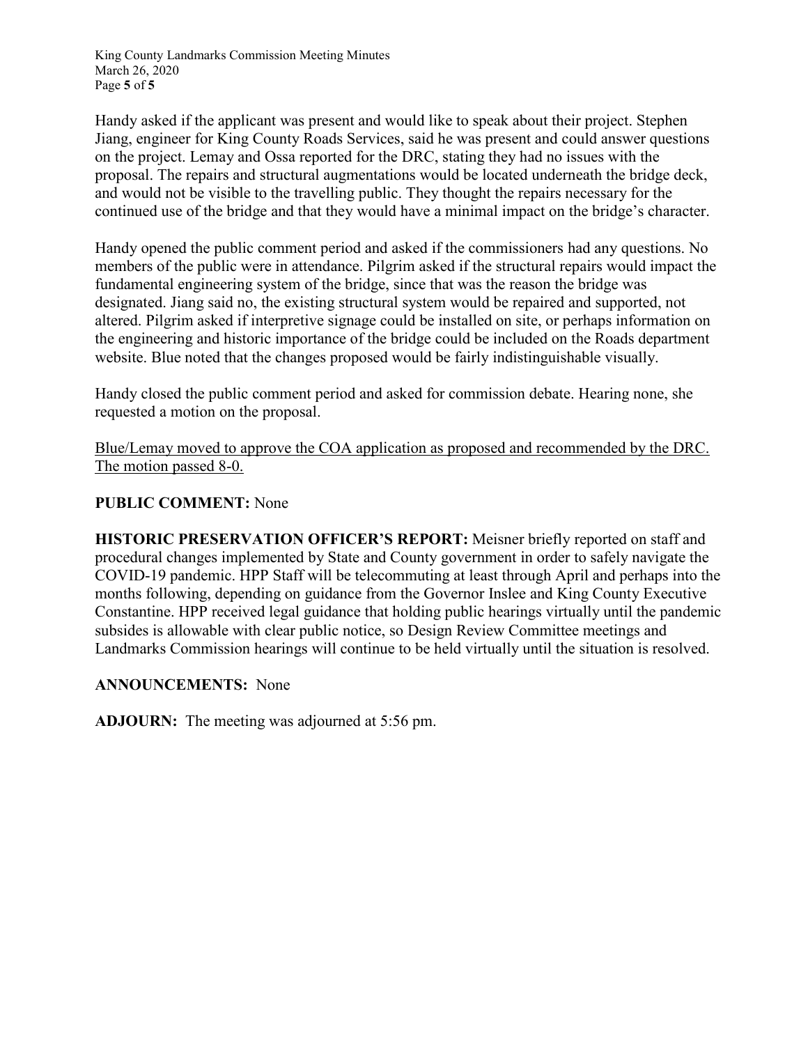Handy asked if the applicant was present and would like to speak about their project. Stephen Jiang, engineer for King County Roads Services, said he was present and could answer questions on the project. Lemay and Ossa reported for the DRC, stating they had no issues with the proposal. The repairs and structural augmentations would be located underneath the bridge deck, and would not be visible to the travelling public. They thought the repairs necessary for the continued use of the bridge and that they would have a minimal impact on the bridge's character.

Handy opened the public comment period and asked if the commissioners had any questions. No members of the public were in attendance. Pilgrim asked if the structural repairs would impact the fundamental engineering system of the bridge, since that was the reason the bridge was designated. Jiang said no, the existing structural system would be repaired and supported, not altered. Pilgrim asked if interpretive signage could be installed on site, or perhaps information on the engineering and historic importance of the bridge could be included on the Roads department website. Blue noted that the changes proposed would be fairly indistinguishable visually.

Handy closed the public comment period and asked for commission debate. Hearing none, she requested a motion on the proposal.

<u>Blue/Lemay moved to approve the COA application as proposed and recommended by the DRC. The motion passed 8-0.</u>

**PUBLIC COMMENT:** None

**HISTORIC PRESERVATION OFFICER'S REPORT:** Meisner briefly reported on staff and procedural changes implemented by State and County government in order to safely navigate the COVID-19 pandemic. HPP Staff will be telecommuting at least through April and perhaps into the months following, depending on guidance from the Governor Inslee and King County Executive Constantine. HPP received legal guidance that holding public hearings virtually until the pandemic subsides is allowable with clear public notice, so Design Review Committee meetings and Landmarks Commission hearings will continue to be held virtually until the situation is resolved.

**ANNOUNCEMENTS:** None

**ADJOURN:** The meeting was adjourned at 5:56 pm.